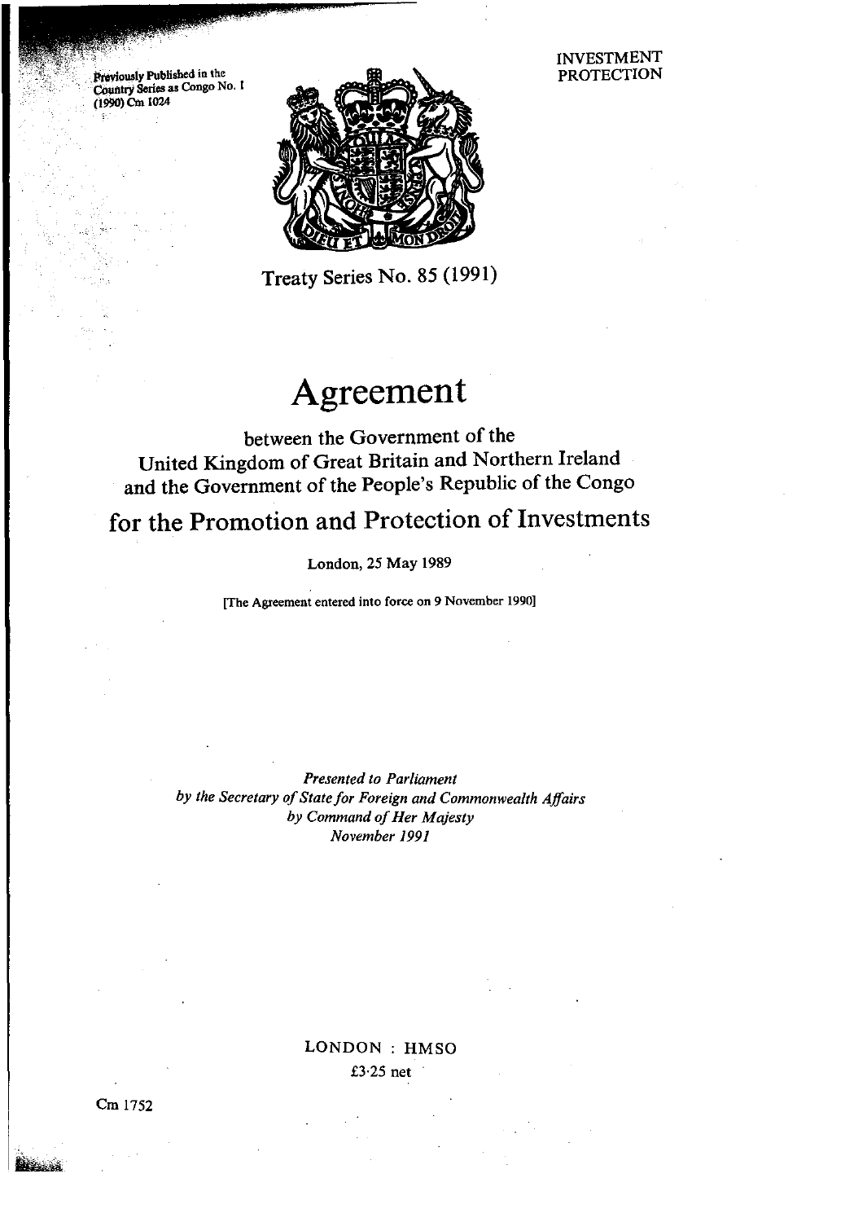Previously Published in the Country Series as Congo No. 1 (1990) Cm 1024

INVESTMENT PROTECTION

Treaty Series No. 85 (1991)

# Agreement

between the Government of the United Kingdom of Great Britain and Northern Ireland and the Government of the People's Republic of the Congo

## for the Promotion and Protection of Investments

London, 25 May 1989

[The Agreement entered into force on 9 November 1990]

*Presented to Parliament by the Secretary of State for Foreign and Commonwealth Affairs by Command of Her Majesty November 1991*

LONDON : HMSO

£3·25 net

Cm 1752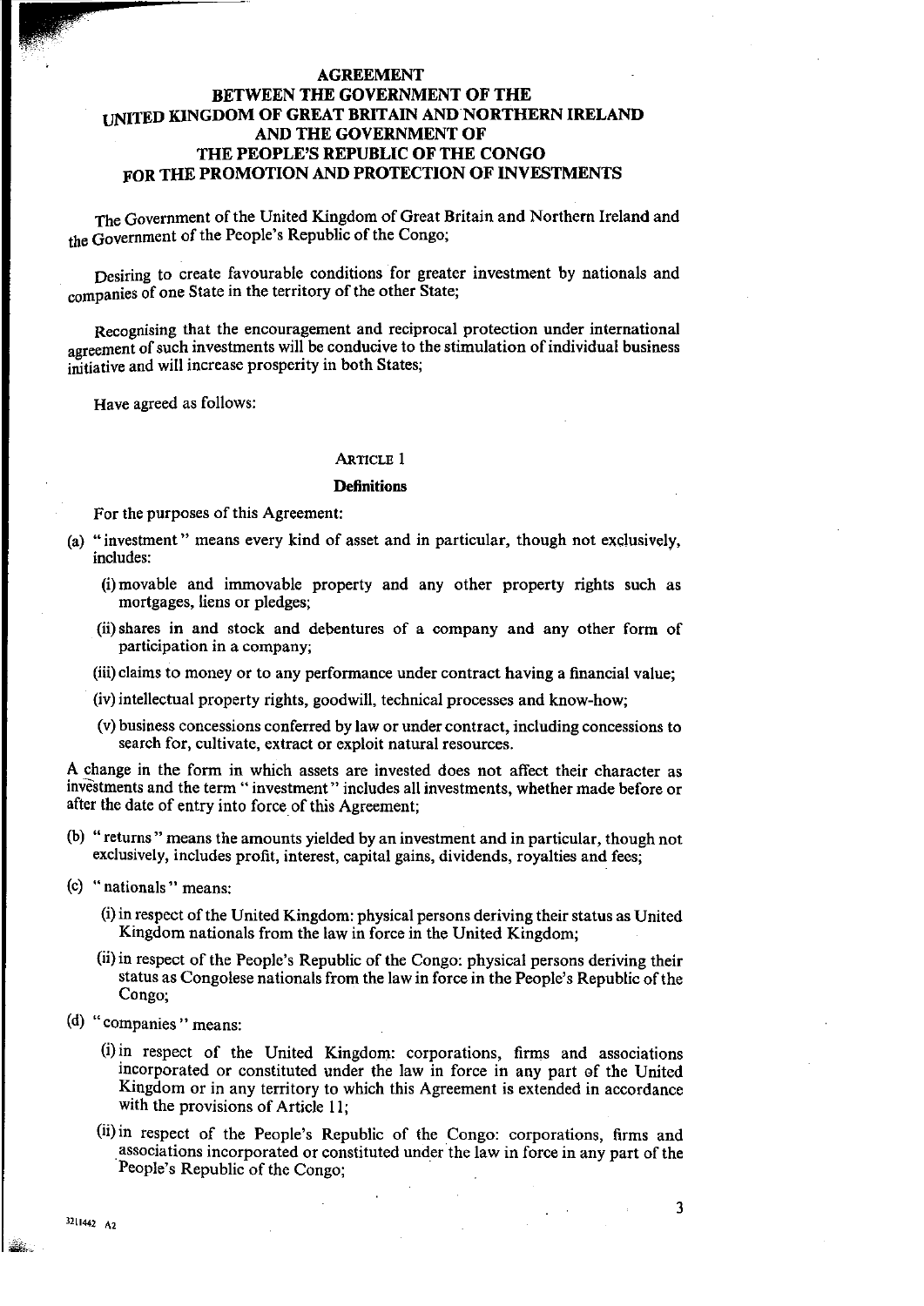# AGREEMENT
# BETWEEN THE GOVERNMENT OF THE UNITED KINGDOM OF GREAT BRITAIN AND NORTHERN IRELAND AND THE GOVERNMENT OF THE PEOPLE'S REPUBLIC OF THE CONGO FOR THE PROMOTION AND PROTECTION OF INVESTMENTS

The Government of the United Kingdom of Great Britain and Northern Ireland and the Government of the People's Republic of the Congo;

Desiring to create favourable conditions for greater investment by nationals and companies of one State in the territory of the other State;

Recognising that the encouragement and reciprocal protection under international agreement of such investments will be conducive to the stimulation of individual business initiative and will increase prosperity in both States;

Have agreed as follows:

## ARTICLE 1

### Definitions

For the purposes of this Agreement:

(a) "investment" means every kind of asset and in particular, though not exclusively, includes:

(i) movable and immovable property and any other property rights such as mortgages, liens or pledges;

(ii) shares in and stock and debentures of a company and any other form of participation in a company;

(iii) claims to money or to any performance under contract having a financial value;

(iv) intellectual property rights, goodwill, technical processes and know-how;

(v) business concessions conferred by law or under contract, including concessions to search for, cultivate, extract or exploit natural resources.

A change in the form in which assets are invested does not affect their character as investments and the term "investment" includes all investments, whether made before or after the date of entry into force of this Agreement;

(b) "returns" means the amounts yielded by an investment and in particular, though not exclusively, includes profit, interest, capital gains, dividends, royalties and fees;

(c) "nationals" means:

(i) in respect of the United Kingdom: physical persons deriving their status as United Kingdom nationals from the law in force in the United Kingdom;

(ii) in respect of the People's Republic of the Congo: physical persons deriving their status as Congolese nationals from the law in force in the People's Republic of the Congo;

(d) "companies" means:

(i) in respect of the United Kingdom: corporations, firms and associations incorporated or constituted under the law in force in any part of the United Kingdom or in any territory to which this Agreement is extended in accordance with the provisions of Article 11;

(ii) in respect of the People's Republic of the Congo: corporations, firms and associations incorporated or constituted under the law in force in any part of the People's Republic of the Congo;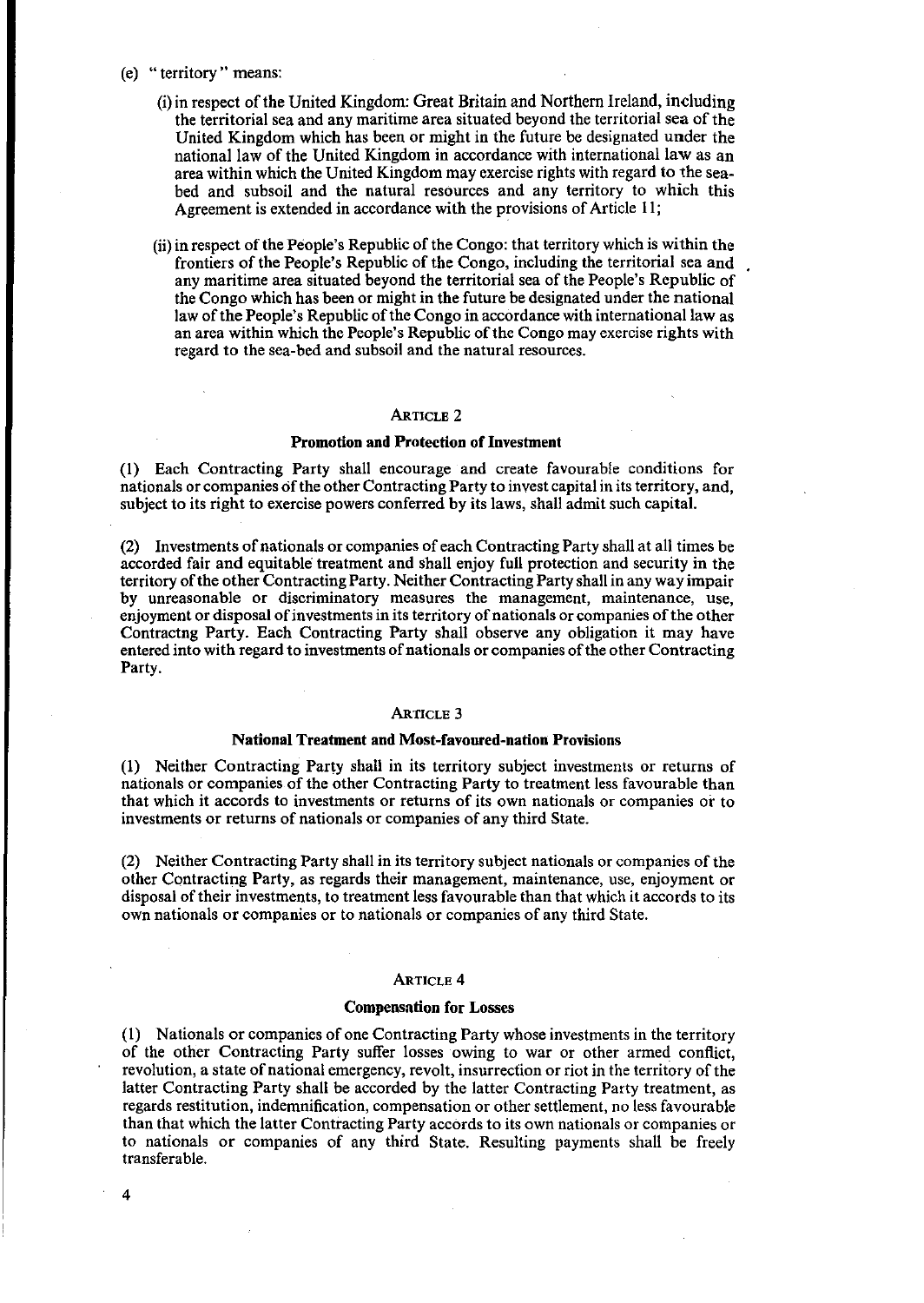(e) " territory " means:

(i) in respect of the United Kingdom: Great Britain and Northern Ireland, including the territorial sea and any maritime area situated beyond the territorial sea of the United Kingdom which has been or might in the future be designated under the national law of the United Kingdom in accordance with international law as an area within which the United Kingdom may exercise rights with regard to the sea-bed and subsoil and the natural resources and any territory to which this Agreement is extended in accordance with the provisions of Article 11;

(ii) in respect of the People's Republic of the Congo: that territory which is within the frontiers of the People's Republic of the Congo, including the territorial sea and any maritime area situated beyond the territorial sea of the People's Republic of the Congo which has been or might in the future be designated under the national law of the People's Republic of the Congo in accordance with international law as an area within which the People's Republic of the Congo may exercise rights with regard to the sea-bed and subsoil and the natural resources.

## ARTICLE 2

### Promotion and Protection of Investment

(1) Each Contracting Party shall encourage and create favourable conditions for nationals or companies of the other Contracting Party to invest capital in its territory, and, subject to its right to exercise powers conferred by its laws, shall admit such capital.

(2) Investments of nationals or companies of each Contracting Party shall at all times be accorded fair and equitable treatment and shall enjoy full protection and security in the territory of the other Contracting Party. Neither Contracting Party shall in any way impair by unreasonable or discriminatory measures the management, maintenance, use, enjoyment or disposal of investments in its territory of nationals or companies of the other Contractng Party. Each Contracting Party shall observe any obligation it may have entered into with regard to investments of nationals or companies of the other Contracting Party.

## ARTICLE 3

### National Treatment and Most-favoured-nation Provisions

(1) Neither Contracting Party shall in its territory subject investments or returns of nationals or companies of the other Contracting Party to treatment less favourable than that which it accords to investments or returns of its own nationals or companies or to investments or returns of nationals or companies of any third State.

(2) Neither Contracting Party shall in its territory subject nationals or companies of the other Contracting Party, as regards their management, maintenance, use, enjoyment or disposal of their investments, to treatment less favourable than that which it accords to its own nationals or companies or to nationals or companies of any third State.

## ARTICLE 4

### Compensation for Losses

(1) Nationals or companies of one Contracting Party whose investments in the territory of the other Contracting Party suffer losses owing to war or other armed conflict, revolution, a state of national emergency, revolt, insurrection or riot in the territory of the latter Contracting Party shall be accorded by the latter Contracting Party treatment, as regards restitution, indemnification, compensation or other settlement, no less favourable than that which the latter Contracting Party accords to its own nationals or companies or to nationals or companies of any third State. Resulting payments shall be freely transferable.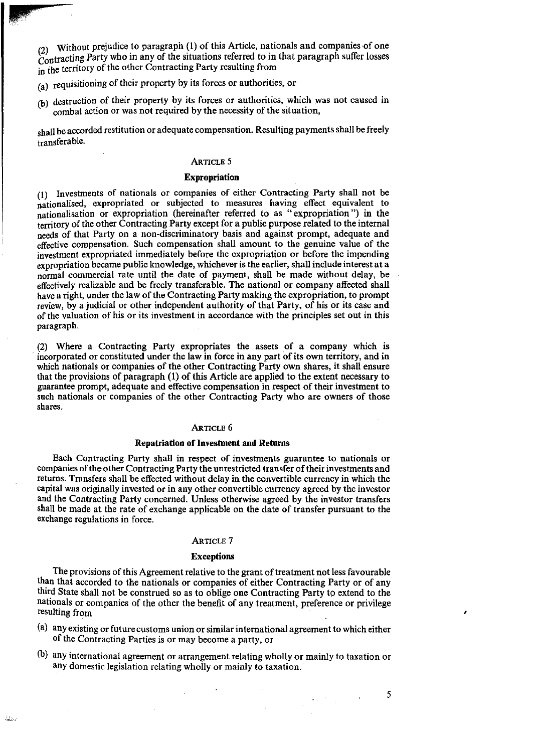(2) Without prejudice to paragraph (1) of this Article, nationals and companies of one Contracting Party who in any of the situations referred to in that paragraph suffer losses in the territory of the other Contracting Party resulting from

(a) requisitioning of their property by its forces or authorities, or

(b) destruction of their property by its forces or authorities, which was not caused in combat action or was not required by the necessity of the situation,

shall be accorded restitution or adequate compensation. Resulting payments shall be freely transferable.

## ARTICLE 5

### Expropriation

(1) Investments of nationals or companies of either Contracting Party shall not be nationalised, expropriated or subjected to measures having effect equivalent to nationalisation or expropriation (hereinafter referred to as "expropriation") in the territory of the other Contracting Party except for a public purpose related to the internal needs of that Party on a non-discriminatory basis and against prompt, adequate and effective compensation. Such compensation shall amount to the genuine value of the investment expropriated immediately before the expropriation or before the impending expropriation became public knowledge, whichever is the earlier, shall include interest at a normal commercial rate until the date of payment, shall be made without delay, be effectively realizable and be freely transferable. The national or company affected shall have a right, under the law of the Contracting Party making the expropriation, to prompt review, by a judicial or other independent authority of that Party, of his or its case and of the valuation of his or its investment in accordance with the principles set out in this paragraph.

(2) Where a Contracting Party expropriates the assets of a company which is incorporated or constituted under the law in force in any part of its own territory, and in which nationals or companies of the other Contracting Party own shares, it shall ensure that the provisions of paragraph (1) of this Article are applied to the extent necessary to guarantee prompt, adequate and effective compensation in respect of their investment to such nationals or companies of the other Contracting Party who are owners of those shares.

## ARTICLE 6

### Repatriation of Investment and Returns

Each Contracting Party shall in respect of investments guarantee to nationals or companies of the other Contracting Party the unrestricted transfer of their investments and returns. Transfers shall be effected without delay in the convertible currency in which the capital was originally invested or in any other convertible currency agreed by the investor and the Contracting Party concerned. Unless otherwise agreed by the investor transfers shall be made at the rate of exchange applicable on the date of transfer pursuant to the exchange regulations in force.

## ARTICLE 7

### Exceptions

The provisions of this Agreement relative to the grant of treatment not less favourable than that accorded to the nationals or companies of either Contracting Party or of any third State shall not be construed so as to oblige one Contracting Party to extend to the nationals or companies of the other the benefit of any treatment, preference or privilege resulting from

(a) any existing or future customs union or similar international agreement to which either of the Contracting Parties is or may become a party, or

(b) any international agreement or arrangement relating wholly or mainly to taxation or any domestic legislation relating wholly or mainly to taxation.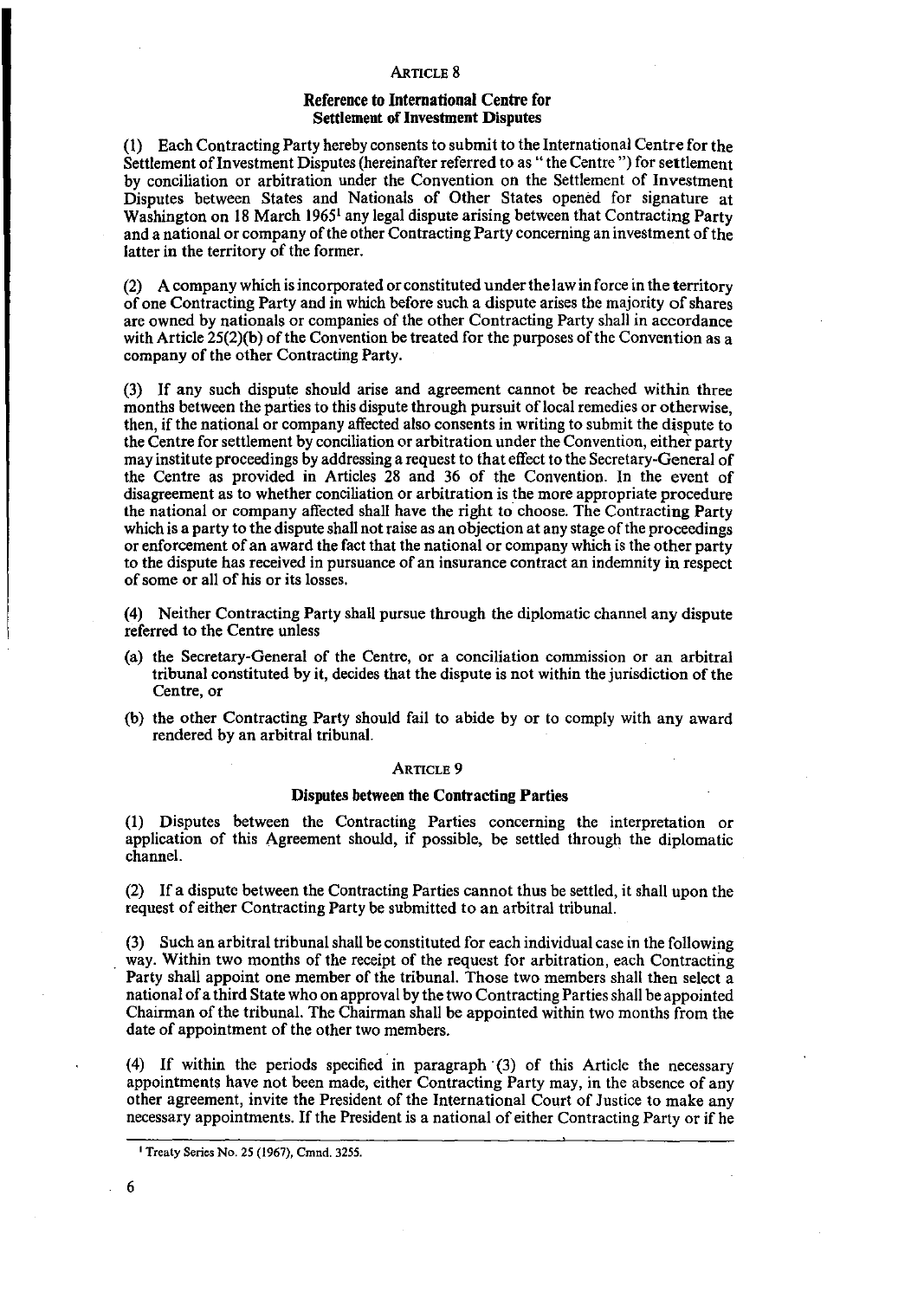## ARTICLE 8

### Reference to International Centre for Settlement of Investment Disputes

(1) Each Contracting Party hereby consents to submit to the International Centre for the Settlement of Investment Disputes (hereinafter referred to as "the Centre") for settlement by conciliation or arbitration under the Convention on the Settlement of Investment Disputes between States and Nationals of Other States opened for signature at Washington on 18 March 1965[1] any legal dispute arising between that Contracting Party and a national or company of the other Contracting Party concerning an investment of the latter in the territory of the former.

(2) A company which is incorporated or constituted under the law in force in the territory of one Contracting Party and in which before such a dispute arises the majority of shares are owned by nationals or companies of the other Contracting Party shall in accordance with Article 25(2)(b) of the Convention be treated for the purposes of the Convention as a company of the other Contracting Party.

(3) If any such dispute should arise and agreement cannot be reached within three months between the parties to this dispute through pursuit of local remedies or otherwise, then, if the national or company affected also consents in writing to submit the dispute to the Centre for settlement by conciliation or arbitration under the Convention, either party may institute proceedings by addressing a request to that effect to the Secretary-General of the Centre as provided in Articles 28 and 36 of the Convention. In the event of disagreement as to whether conciliation or arbitration is the more appropriate procedure the national or company affected shall have the right to choose. The Contracting Party which is a party to the dispute shall not raise as an objection at any stage of the proceedings or enforcement of an award the fact that the national or company which is the other party to the dispute has received in pursuance of an insurance contract an indemnity in respect of some or all of his or its losses.

(4) Neither Contracting Party shall pursue through the diplomatic channel any dispute referred to the Centre unless

(a) the Secretary-General of the Centre, or a conciliation commission or an arbitral tribunal constituted by it, decides that the dispute is not within the jurisdiction of the Centre, or

(b) the other Contracting Party should fail to abide by or to comply with any award rendered by an arbitral tribunal.

## ARTICLE 9

### Disputes between the Contracting Parties

(1) Disputes between the Contracting Parties concerning the interpretation or application of this Agreement should, if possible, be settled through the diplomatic channel.

(2) If a dispute between the Contracting Parties cannot thus be settled, it shall upon the request of either Contracting Party be submitted to an arbitral tribunal.

(3) Such an arbitral tribunal shall be constituted for each individual case in the following way. Within two months of the receipt of the request for arbitration, each Contracting Party shall appoint one member of the tribunal. Those two members shall then select a national of a third State who on approval by the two Contracting Parties shall be appointed Chairman of the tribunal. The Chairman shall be appointed within two months from the date of appointment of the other two members.

(4) If within the periods specified in paragraph (3) of this Article the necessary appointments have not been made, either Contracting Party may, in the absence of any other agreement, invite the President of the International Court of Justice to make any necessary appointments. If the President is a national of either Contracting Party or if he

[1] Treaty Series No. 25 (1967), Cmnd. 3255.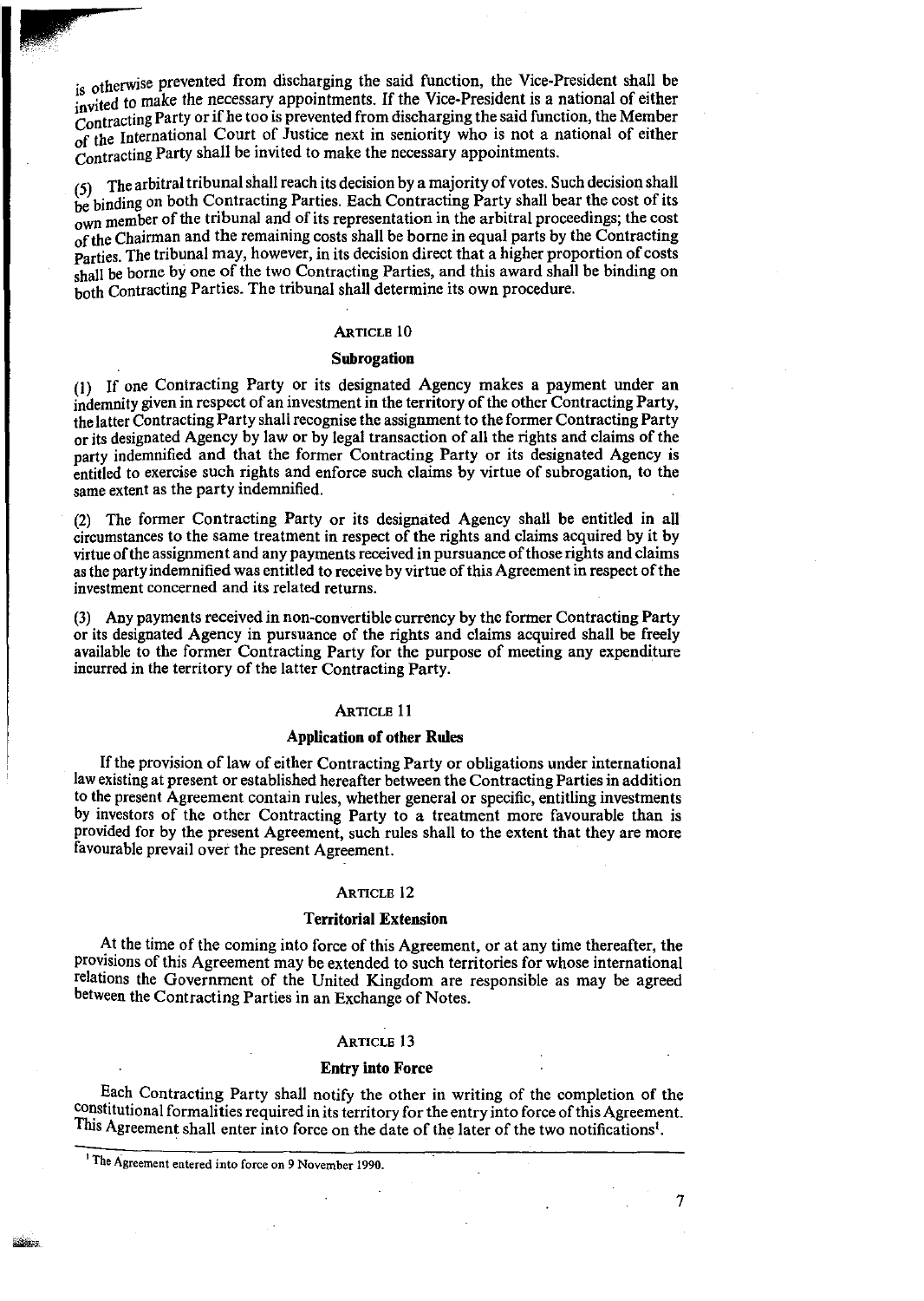is otherwise prevented from discharging the said function, the Vice-President shall be invited to make the necessary appointments. If the Vice-President is a national of either Contracting Party or if he too is prevented from discharging the said function, the Member of the International Court of Justice next in seniority who is not a national of either Contracting Party shall be invited to make the necessary appointments.

(5) The arbitral tribunal shall reach its decision by a majority of votes. Such decision shall be binding on both Contracting Parties. Each Contracting Party shall bear the cost of its own member of the tribunal and of its representation in the arbitral proceedings; the cost of the Chairman and the remaining costs shall be borne in equal parts by the Contracting Parties. The tribunal may, however, in its decision direct that a higher proportion of costs shall be borne by one of the two Contracting Parties, and this award shall be binding on both Contracting Parties. The tribunal shall determine its own procedure.

ARTICLE 10

**Subrogation**

(1) If one Contracting Party or its designated Agency makes a payment under an indemnity given in respect of an investment in the territory of the other Contracting Party, the latter Contracting Party shall recognise the assignment to the former Contracting Party or its designated Agency by law or by legal transaction of all the rights and claims of the party indemnified and that the former Contracting Party or its designated Agency is entitled to exercise such rights and enforce such claims by virtue of subrogation, to the same extent as the party indemnified.

(2) The former Contracting Party or its designated Agency shall be entitled in all circumstances to the same treatment in respect of the rights and claims acquired by it by virtue of the assignment and any payments received in pursuance of those rights and claims as the party indemnified was entitled to receive by virtue of this Agreement in respect of the investment concerned and its related returns.

(3) Any payments received in non-convertible currency by the former Contracting Party or its designated Agency in pursuance of the rights and claims acquired shall be freely available to the former Contracting Party for the purpose of meeting any expenditure incurred in the territory of the latter Contracting Party.

ARTICLE 11

**Application of other Rules**

If the provision of law of either Contracting Party or obligations under international law existing at present or established hereafter between the Contracting Parties in addition to the present Agreement contain rules, whether general or specific, entitling investments by investors of the other Contracting Party to a treatment more favourable than is provided for by the present Agreement, such rules shall to the extent that they are more favourable prevail over the present Agreement.

ARTICLE 12

**Territorial Extension**

At the time of the coming into force of this Agreement, or at any time thereafter, the provisions of this Agreement may be extended to such territories for whose international relations the Government of the United Kingdom are responsible as may be agreed between the Contracting Parties in an Exchange of Notes.

ARTICLE 13

**Entry into Force**

Each Contracting Party shall notify the other in writing of the completion of the constitutional formalities required in its territory for the entry into force of this Agreement. This Agreement shall enter into force on the date of the later of the two notifications[1].

[1] The Agreement entered into force on 9 November 1990.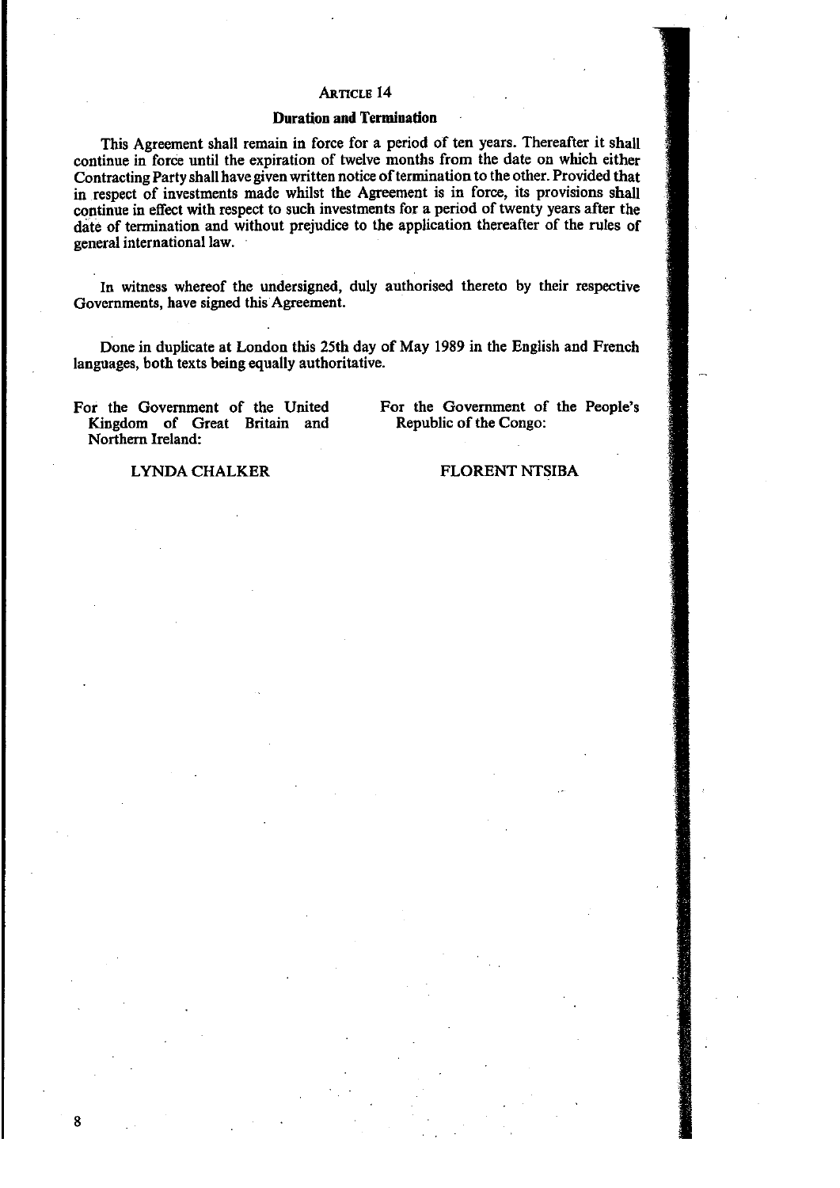## Article 14

### Duration and Termination

This Agreement shall remain in force for a period of ten years. Thereafter it shall continue in force until the expiration of twelve months from the date on which either Contracting Party shall have given written notice of termination to the other. Provided that in respect of investments made whilst the Agreement is in force, its provisions shall continue in effect with respect to such investments for a period of twenty years after the date of termination and without prejudice to the application thereafter of the rules of general international law.

In witness whereof the undersigned, duly authorised thereto by their respective Governments, have signed this Agreement.

Done in duplicate at London this 25th day of May 1989 in the English and French languages, both texts being equally authoritative.

For the Government of the United Kingdom of Great Britain and Northern Ireland:

LYNDA CHALKER

For the Government of the People's Republic of the Congo:

FLORENT NTSIBA